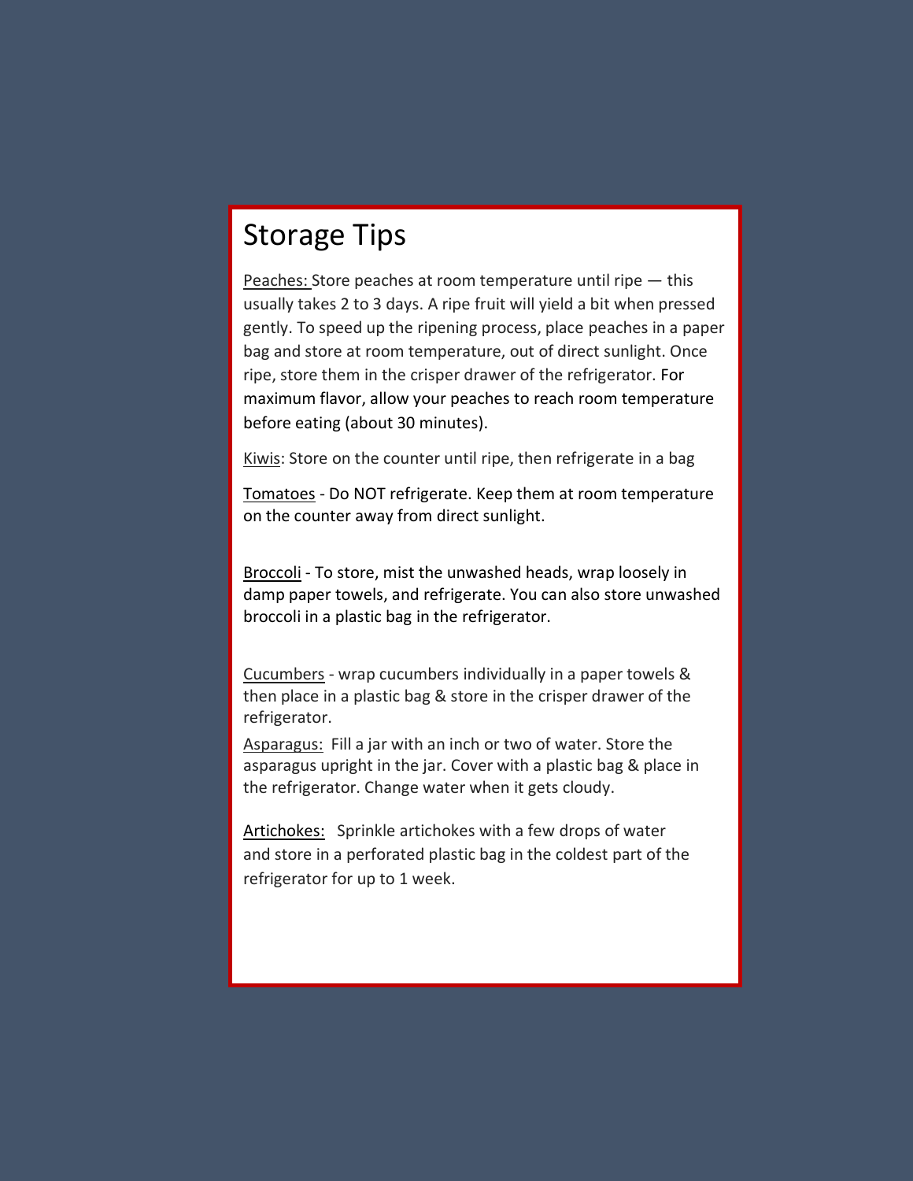# Storage Tips

<u>Peaches:</u> Store peaches at room temperature until ripe — this usually takes 2 to 3 days. A ripe fruit will yield a bit when pressed gently. To speed up the ripening process, place peaches in a paper bag and store at room temperature, out of direct sunlight. Once ripe, store them in the crisper drawer of the refrigerator. For maximum flavor, allow your peaches to reach room temperature before eating (about 30 minutes).

<u>Kiwis</u>: Store on the counter until ripe, then refrigerate in a bag

<u>Tomatoes</u> - Do NOT refrigerate. Keep them at room temperature on the counter away from direct sunlight.

<u>Broccoli</u> - To store, mist the unwashed heads, wrap loosely in damp paper towels, and refrigerate. You can also store unwashed broccoli in a plastic bag in the refrigerator.

<u>Cucumbers</u> - wrap cucumbers individually in a paper towels & then place in a plastic bag & store in the crisper drawer of the refrigerator.

<u>Asparagus:</u> Fill a jar with an inch or two of water. Store the asparagus upright in the jar. Cover with a plastic bag & place in the refrigerator. Change water when it gets cloudy.

<u>Artichokes:</u> Sprinkle artichokes with a few drops of water and store in a perforated plastic bag in the coldest part of the refrigerator for up to 1 week.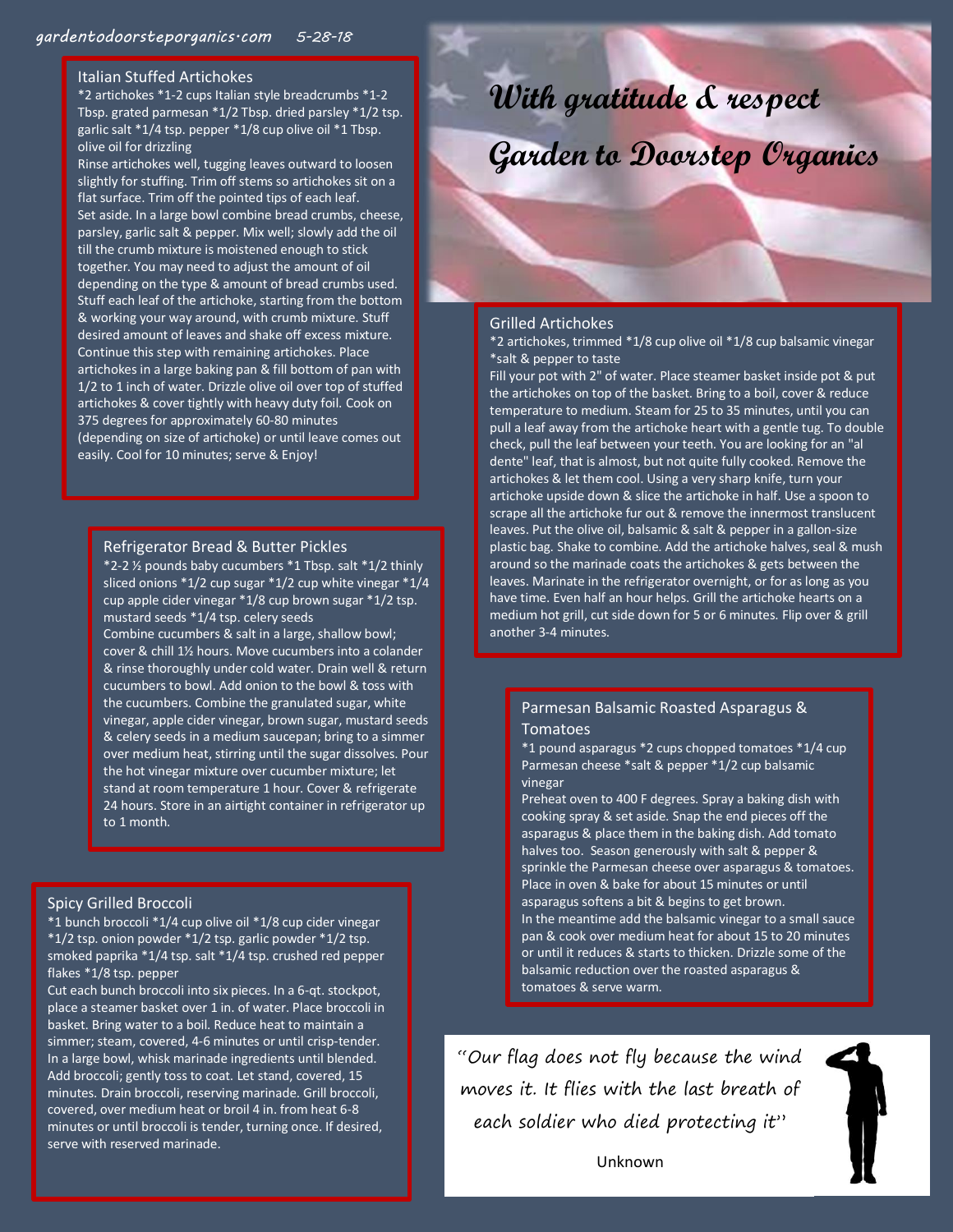gardentodoorsteporganics·com 5-28-18

## Italian Stuffed Artichokes

*2 artichokes *1-2 cups Italian style breadcrumbs *1-2 Tbsp. grated parmesan *1/2 Tbsp. dried parsley *1/2 tsp. garlic salt *1/4 tsp. pepper *1/8 cup olive oil *1 Tbsp. olive oil for drizzling

Rinse artichokes well, tugging leaves outward to loosen slightly for stuffing. Trim off stems so artichokes sit on a flat surface. Trim off the pointed tips of each leaf. Set aside. In a large bowl combine bread crumbs, cheese, parsley, garlic salt & pepper. Mix well; slowly add the oil till the crumb mixture is moistened enough to stick together. You may need to adjust the amount of oil depending on the type & amount of bread crumbs used. Stuff each leaf of the artichoke, starting from the bottom & working your way around, with crumb mixture. Stuff desired amount of leaves and shake off excess mixture. Continue this step with remaining artichokes. Place artichokes in a large baking pan & fill bottom of pan with 1/2 to 1 inch of water. Drizzle olive oil over top of stuffed artichokes & cover tightly with heavy duty foil. Cook on 375 degrees for approximately 60-80 minutes (depending on size of artichoke) or until leave comes out easily. Cool for 10 minutes; serve & Enjoy!

# With gratitude & respect
# Garden to Doorstep Organics

## Refrigerator Bread & Butter Pickles

*2-2 ½ pounds baby cucumbers *1 Tbsp. salt *1/2 thinly sliced onions *1/2 cup sugar *1/2 cup white vinegar *1/4 cup apple cider vinegar *1/8 cup brown sugar *1/2 tsp. mustard seeds *1/4 tsp. celery seeds

Combine cucumbers & salt in a large, shallow bowl; cover & chill 1½ hours. Move cucumbers into a colander & rinse thoroughly under cold water. Drain well & return cucumbers to bowl. Add onion to the bowl & toss with the cucumbers. Combine the granulated sugar, white vinegar, apple cider vinegar, brown sugar, mustard seeds & celery seeds in a medium saucepan; bring to a simmer over medium heat, stirring until the sugar dissolves. Pour the hot vinegar mixture over cucumber mixture; let stand at room temperature 1 hour. Cover & refrigerate 24 hours. Store in an airtight container in refrigerator up to 1 month.

## Grilled Artichokes

*2 artichokes, trimmed *1/8 cup olive oil *1/8 cup balsamic vinegar *salt & pepper to taste

Fill your pot with 2" of water. Place steamer basket inside pot & put the artichokes on top of the basket. Bring to a boil, cover & reduce temperature to medium. Steam for 25 to 35 minutes, until you can pull a leaf away from the artichoke heart with a gentle tug. To double check, pull the leaf between your teeth. You are looking for an "al dente" leaf, that is almost, but not quite fully cooked. Remove the artichokes & let them cool. Using a very sharp knife, turn your artichoke upside down & slice the artichoke in half. Use a spoon to scrape all the artichoke fur out & remove the innermost translucent leaves. Put the olive oil, balsamic & salt & pepper in a gallon-size plastic bag. Shake to combine. Add the artichoke halves, seal & mush around so the marinade coats the artichokes & gets between the leaves. Marinate in the refrigerator overnight, or for as long as you have time. Even half an hour helps. Grill the artichoke hearts on a medium hot grill, cut side down for 5 or 6 minutes. Flip over & grill another 3-4 minutes.

## Spicy Grilled Broccoli

*1 bunch broccoli *1/4 cup olive oil *1/8 cup cider vinegar *1/2 tsp. onion powder *1/2 tsp. garlic powder *1/2 tsp. smoked paprika *1/4 tsp. salt *1/4 tsp. crushed red pepper flakes *1/8 tsp. pepper

Cut each bunch broccoli into six pieces. In a 6-qt. stockpot, place a steamer basket over 1 in. of water. Place broccoli in basket. Bring water to a boil. Reduce heat to maintain a simmer; steam, covered, 4-6 minutes or until crisp-tender. In a large bowl, whisk marinade ingredients until blended. Add broccoli; gently toss to coat. Let stand, covered, 15 minutes. Drain broccoli, reserving marinade. Grill broccoli, covered, over medium heat or broil 4 in. from heat 6-8 minutes or until broccoli is tender, turning once. If desired, serve with reserved marinade.

## Parmesan Balsamic Roasted Asparagus & Tomatoes

*1 pound asparagus *2 cups chopped tomatoes *1/4 cup Parmesan cheese *salt & pepper *1/2 cup balsamic vinegar

Preheat oven to 400 F degrees. Spray a baking dish with cooking spray & set aside. Snap the end pieces off the asparagus & place them in the baking dish. Add tomato halves too. Season generously with salt & pepper & sprinkle the Parmesan cheese over asparagus & tomatoes. Place in oven & bake for about 15 minutes or until asparagus softens a bit & begins to get brown.
In the meantime add the balsamic vinegar to a small sauce pan & cook over medium heat for about 15 to 20 minutes or until it reduces & starts to thicken. Drizzle some of the balsamic reduction over the roasted asparagus & tomatoes & serve warm.

"Our flag does not fly because the wind moves it. It flies with the last breath of each soldier who died protecting it"

Unknown